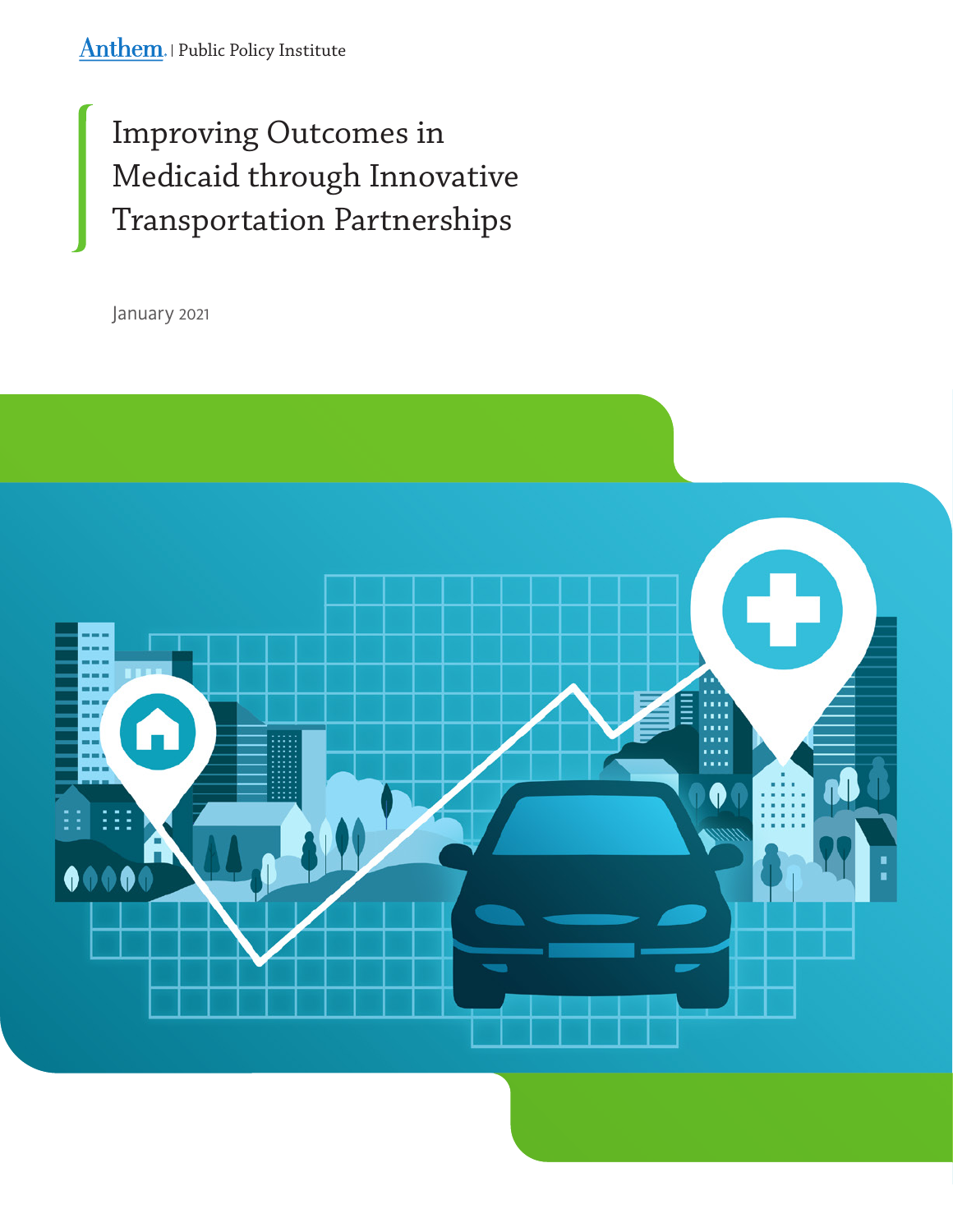Anthem. | Public Policy Institute

# Improving Outcomes in Medicaid through Innovative Transportation Partnerships

January 2021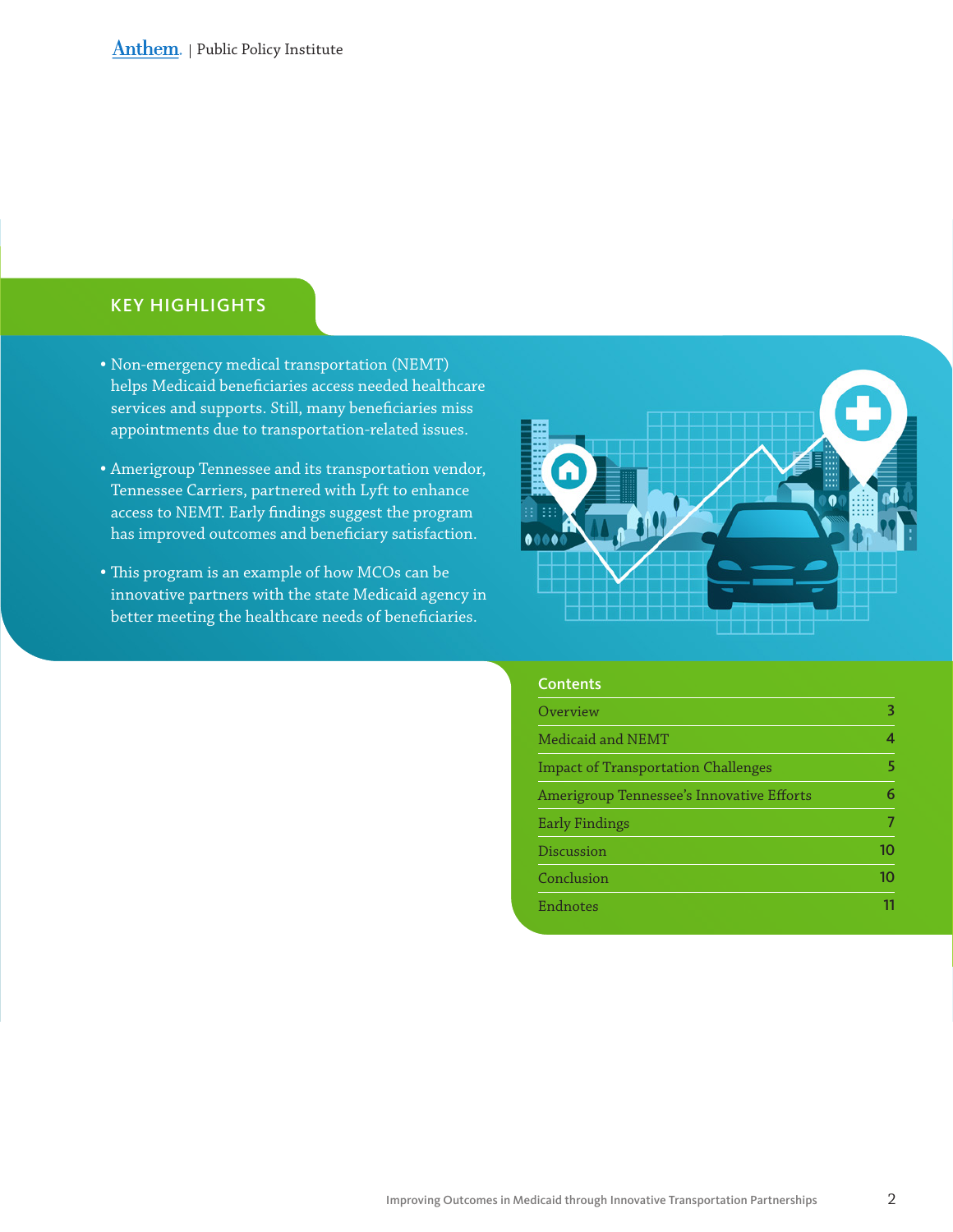## KEY HIGHLIGHTS

- Non-emergency medical transportation (NEMT) helps Medicaid beneficiaries access needed healthcare services and supports. Still, many beneficiaries miss appointments due to transportation-related issues.
- Amerigroup Tennessee and its transportation vendor, Tennessee Carriers, partnered with Lyft to enhance access to NEMT. Early findings suggest the program has improved outcomes and beneficiary satisfaction.
- This program is an example of how MCOs can be innovative partners with the state Medicaid agency in better meeting the healthcare needs of beneficiaries.

### Contents

| | |
|---|---|
| Overview | 3 |
| Medicaid and NEMT | 4 |
| Impact of Transportation Challenges | 5 |
| Amerigroup Tennessee's Innovative Efforts | 6 |
| Early Findings | 7 |
| Discussion | 10 |
| Conclusion | 10 |
| Endnotes | 11 |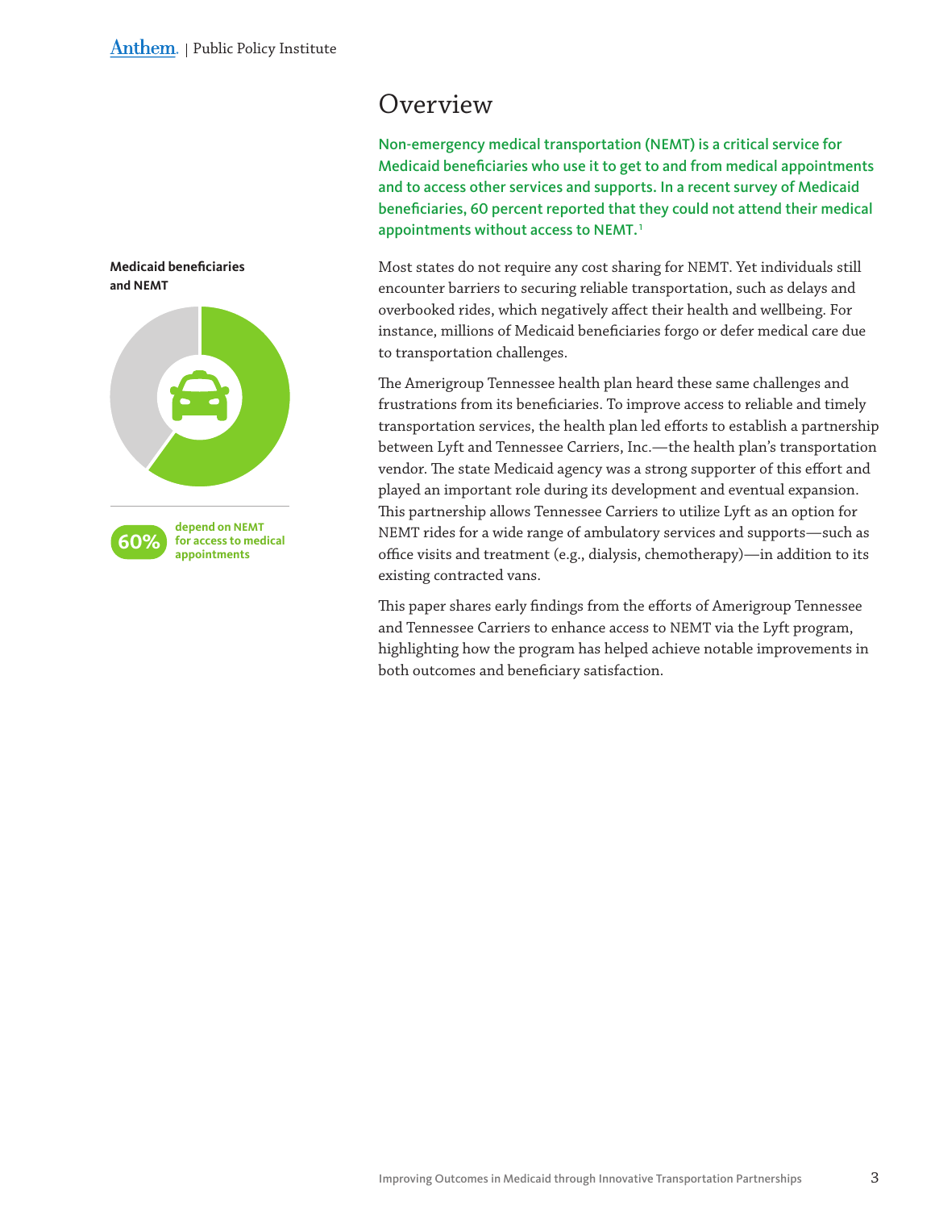# Overview

**Non-emergency medical transportation (NEMT) is a critical service for Medicaid beneficiaries who use it to get to and from medical appointments and to access other services and supports. In a recent survey of Medicaid beneficiaries, 60 percent reported that they could not attend their medical appointments without access to NEMT.[1]**

**Medicaid beneficiaries and NEMT**

**60%** depend on NEMT for access to medical appointments

Most states do not require any cost sharing for NEMT. Yet individuals still encounter barriers to securing reliable transportation, such as delays and overbooked rides, which negatively affect their health and wellbeing. For instance, millions of Medicaid beneficiaries forgo or defer medical care due to transportation challenges.

The Amerigroup Tennessee health plan heard these same challenges and frustrations from its beneficiaries. To improve access to reliable and timely transportation services, the health plan led efforts to establish a partnership between Lyft and Tennessee Carriers, Inc.—the health plan's transportation vendor. The state Medicaid agency was a strong supporter of this effort and played an important role during its development and eventual expansion. This partnership allows Tennessee Carriers to utilize Lyft as an option for NEMT rides for a wide range of ambulatory services and supports—such as office visits and treatment (e.g., dialysis, chemotherapy)—in addition to its existing contracted vans.

This paper shares early findings from the efforts of Amerigroup Tennessee and Tennessee Carriers to enhance access to NEMT via the Lyft program, highlighting how the program has helped achieve notable improvements in both outcomes and beneficiary satisfaction.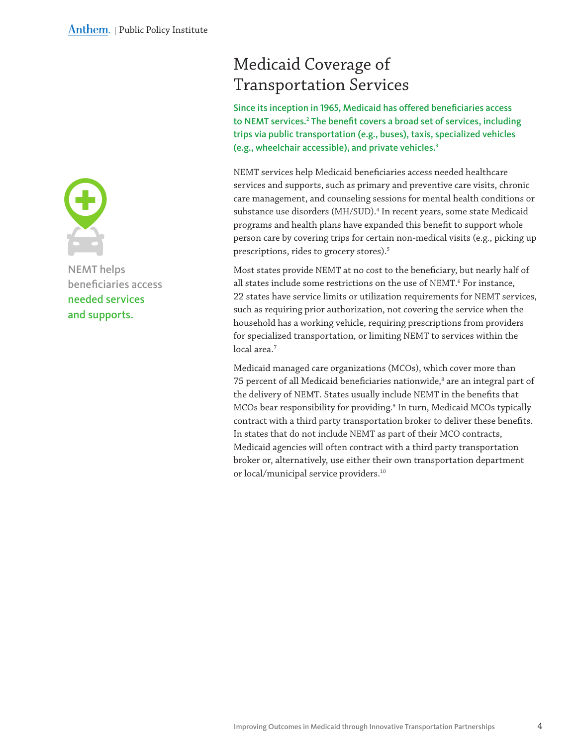# Medicaid Coverage of Transportation Services

**Since its inception in 1965, Medicaid has offered beneficiaries access to NEMT services.[2] The benefit covers a broad set of services, including trips via public transportation (e.g., buses), taxis, specialized vehicles (e.g., wheelchair accessible), and private vehicles.[3]**

NEMT helps beneficiaries access **needed services and supports.**

NEMT services help Medicaid beneficiaries access needed healthcare services and supports, such as primary and preventive care visits, chronic care management, and counseling sessions for mental health conditions or substance use disorders (MH/SUD).[4] In recent years, some state Medicaid programs and health plans have expanded this benefit to support whole person care by covering trips for certain non-medical visits (e.g., picking up prescriptions, rides to grocery stores).[5]

Most states provide NEMT at no cost to the beneficiary, but nearly half of all states include some restrictions on the use of NEMT.[6] For instance, 22 states have service limits or utilization requirements for NEMT services, such as requiring prior authorization, not covering the service when the household has a working vehicle, requiring prescriptions from providers for specialized transportation, or limiting NEMT to services within the local area.[7]

Medicaid managed care organizations (MCOs), which cover more than 75 percent of all Medicaid beneficiaries nationwide,[8] are an integral part of the delivery of NEMT. States usually include NEMT in the benefits that MCOs bear responsibility for providing.[9] In turn, Medicaid MCOs typically contract with a third party transportation broker to deliver these benefits. In states that do not include NEMT as part of their MCO contracts, Medicaid agencies will often contract with a third party transportation broker or, alternatively, use either their own transportation department or local/municipal service providers.[10]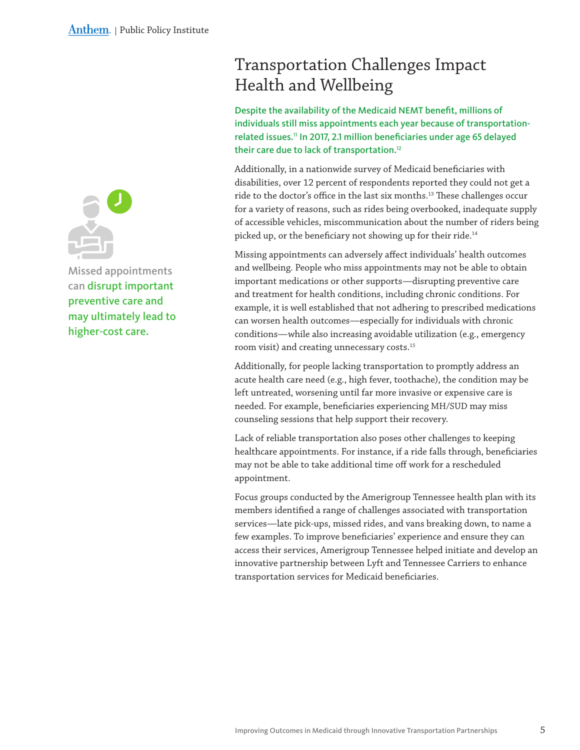# Transportation Challenges Impact Health and Wellbeing

**Despite the availability of the Medicaid NEMT benefit, millions of individuals still miss appointments each year because of transportation-related issues.[11] In 2017, 2.1 million beneficiaries under age 65 delayed their care due to lack of transportation.[12]**

Additionally, in a nationwide survey of Medicaid beneficiaries with disabilities, over 12 percent of respondents reported they could not get a ride to the doctor's office in the last six months.[13] These challenges occur for a variety of reasons, such as rides being overbooked, inadequate supply of accessible vehicles, miscommunication about the number of riders being picked up, or the beneficiary not showing up for their ride.[14]

Missing appointments can adversely affect individuals' health outcomes and wellbeing. People who miss appointments may not be able to obtain important medications or other supports—disrupting preventive care and treatment for health conditions, including chronic conditions. For example, it is well established that not adhering to prescribed medications can worsen health outcomes—especially for individuals with chronic conditions—while also increasing avoidable utilization (e.g., emergency room visit) and creating unnecessary costs.[15]

Additionally, for people lacking transportation to promptly address an acute health care need (e.g., high fever, toothache), the condition may be left untreated, worsening until far more invasive or expensive care is needed. For example, beneficiaries experiencing MH/SUD may miss counseling sessions that help support their recovery.

Lack of reliable transportation also poses other challenges to keeping healthcare appointments. For instance, if a ride falls through, beneficiaries may not be able to take additional time off work for a rescheduled appointment.

Focus groups conducted by the Amerigroup Tennessee health plan with its members identified a range of challenges associated with transportation services—late pick-ups, missed rides, and vans breaking down, to name a few examples. To improve beneficiaries' experience and ensure they can access their services, Amerigroup Tennessee helped initiate and develop an innovative partnership between Lyft and Tennessee Carriers to enhance transportation services for Medicaid beneficiaries.

Missed appointments can **disrupt important preventive care and may ultimately lead to higher-cost care.**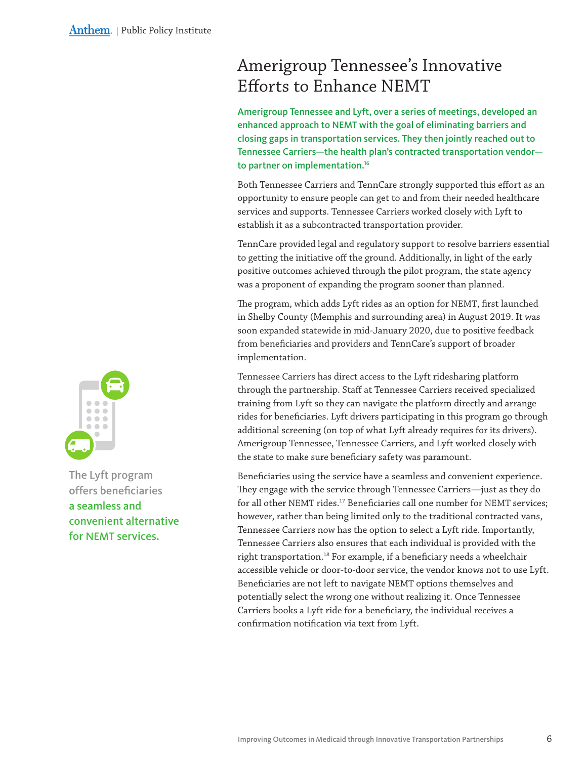# Amerigroup Tennessee's Innovative Efforts to Enhance NEMT

**Amerigroup Tennessee and Lyft, over a series of meetings, developed an enhanced approach to NEMT with the goal of eliminating barriers and closing gaps in transportation services. They then jointly reached out to Tennessee Carriers—the health plan's contracted transportation vendor—to partner on implementation.[16]**

Both Tennessee Carriers and TennCare strongly supported this effort as an opportunity to ensure people can get to and from their needed healthcare services and supports. Tennessee Carriers worked closely with Lyft to establish it as a subcontracted transportation provider.

TennCare provided legal and regulatory support to resolve barriers essential to getting the initiative off the ground. Additionally, in light of the early positive outcomes achieved through the pilot program, the state agency was a proponent of expanding the program sooner than planned.

The program, which adds Lyft rides as an option for NEMT, first launched in Shelby County (Memphis and surrounding area) in August 2019. It was soon expanded statewide in mid-January 2020, due to positive feedback from beneficiaries and providers and TennCare's support of broader implementation.

Tennessee Carriers has direct access to the Lyft ridesharing platform through the partnership. Staff at Tennessee Carriers received specialized training from Lyft so they can navigate the platform directly and arrange rides for beneficiaries. Lyft drivers participating in this program go through additional screening (on top of what Lyft already requires for its drivers). Amerigroup Tennessee, Tennessee Carriers, and Lyft worked closely with the state to make sure beneficiary safety was paramount.

Beneficiaries using the service have a seamless and convenient experience. They engage with the service through Tennessee Carriers—just as they do for all other NEMT rides.[17] Beneficiaries call one number for NEMT services; however, rather than being limited only to the traditional contracted vans, Tennessee Carriers now has the option to select a Lyft ride. Importantly, Tennessee Carriers also ensures that each individual is provided with the right transportation.[18] For example, if a beneficiary needs a wheelchair accessible vehicle or door-to-door service, the vendor knows not to use Lyft. Beneficiaries are not left to navigate NEMT options themselves and potentially select the wrong one without realizing it. Once Tennessee Carriers books a Lyft ride for a beneficiary, the individual receives a confirmation notification via text from Lyft.

The Lyft program offers beneficiaries **a seamless and convenient alternative for NEMT services.**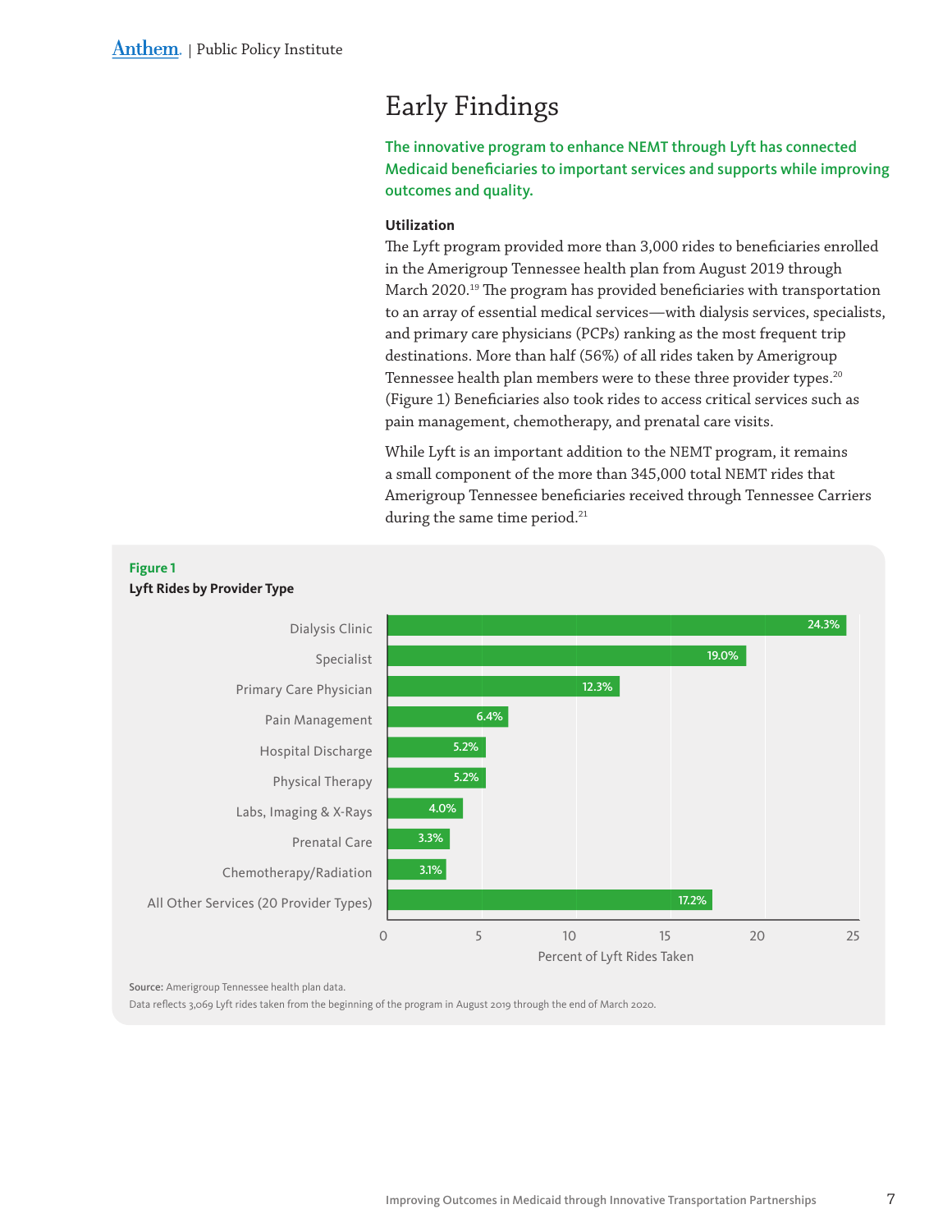# Early Findings

**The innovative program to enhance NEMT through Lyft has connected Medicaid beneficiaries to important services and supports while improving outcomes and quality.**

### Utilization

The Lyft program provided more than 3,000 rides to beneficiaries enrolled in the Amerigroup Tennessee health plan from August 2019 through March 2020.[19] The program has provided beneficiaries with transportation to an array of essential medical services—with dialysis services, specialists, and primary care physicians (PCPs) ranking as the most frequent trip destinations. More than half (56%) of all rides taken by Amerigroup Tennessee health plan members were to these three provider types.[20] (Figure 1) Beneficiaries also took rides to access critical services such as pain management, chemotherapy, and prenatal care visits.

While Lyft is an important addition to the NEMT program, it remains a small component of the more than 345,000 total NEMT rides that Amerigroup Tennessee beneficiaries received through Tennessee Carriers during the same time period.[21]

**Figure 1**

**Lyft Rides by Provider Type**

| Provider Type | Percent of Lyft Rides Taken |
|---|---|
| Dialysis Clinic | 24.3% |
| Specialist | 19.0% |
| Primary Care Physician | 12.3% |
| Pain Management | 6.4% |
| Hospital Discharge | 5.2% |
| Physical Therapy | 5.2% |
| Labs, Imaging & X-Rays | 4.0% |
| Prenatal Care | 3.3% |
| Chemotherapy/Radiation | 3.1% |
| All Other Services (20 Provider Types) | 17.2% |

**Source:** Amerigroup Tennessee health plan data.
Data reflects 3,069 Lyft rides taken from the beginning of the program in August 2019 through the end of March 2020.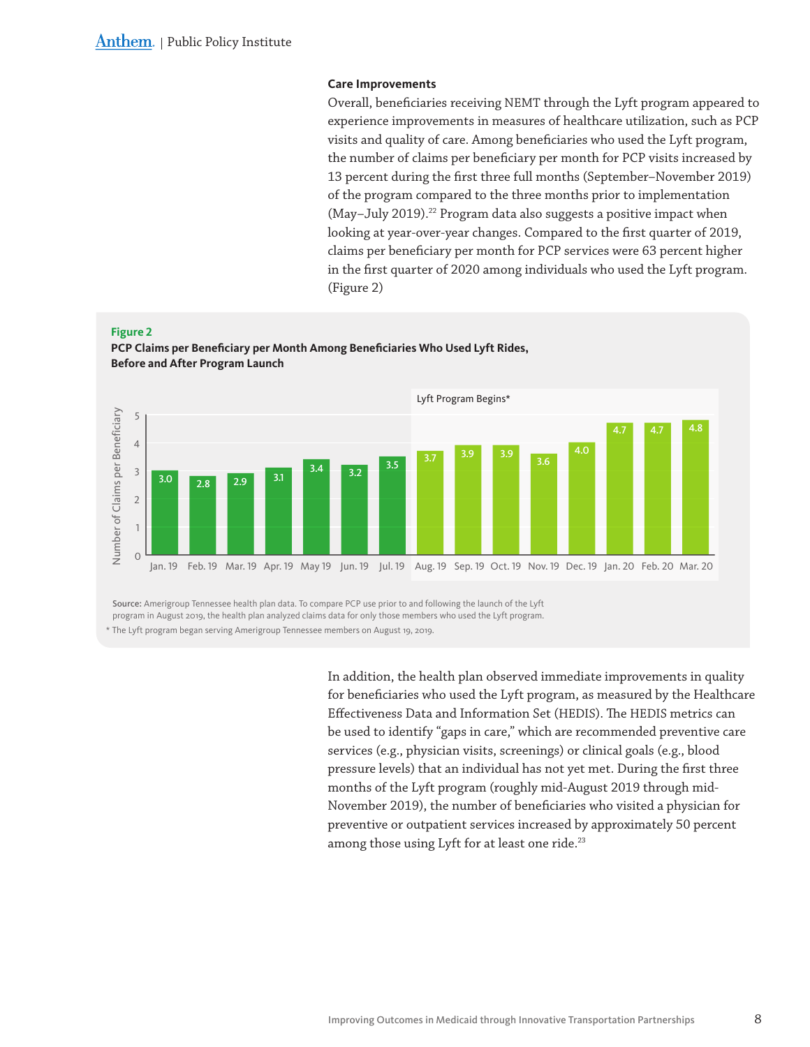### Care Improvements

Overall, beneficiaries receiving NEMT through the Lyft program appeared to experience improvements in measures of healthcare utilization, such as PCP visits and quality of care. Among beneficiaries who used the Lyft program, the number of claims per beneficiary per month for PCP visits increased by 13 percent during the first three full months (September–November 2019) of the program compared to the three months prior to implementation (May–July 2019).[22] Program data also suggests a positive impact when looking at year-over-year changes. Compared to the first quarter of 2019, claims per beneficiary per month for PCP services were 63 percent higher in the first quarter of 2020 among individuals who used the Lyft program. (Figure 2)

**Figure 2**

**PCP Claims per Beneficiary per Month Among Beneficiaries Who Used Lyft Rides, Before and After Program Launch**

| Month | Number of Claims per Beneficiary |
| --- | --- |
| Jan. 19 | 3.0 |
| Feb. 19 | 2.8 |
| Mar. 19 | 2.9 |
| Apr. 19 | 3.1 |
| May 19 | 3.4 |
| Jun. 19 | 3.2 |
| Jul. 19 | 3.5 |
| Aug. 19 (Lyft Program Begins*) | 3.7 |
| Sep. 19 | 3.9 |
| Oct. 19 | 3.9 |
| Nov. 19 | 3.6 |
| Dec. 19 | 4.0 |
| Jan. 20 | 4.7 |
| Feb. 20 | 4.7 |
| Mar. 20 | 4.8 |

**Source:** Amerigroup Tennessee health plan data. To compare PCP use prior to and following the launch of the Lyft program in August 2019, the health plan analyzed claims data for only those members who used the Lyft program.

\* The Lyft program began serving Amerigroup Tennessee members on August 19, 2019.

In addition, the health plan observed immediate improvements in quality for beneficiaries who used the Lyft program, as measured by the Healthcare Effectiveness Data and Information Set (HEDIS). The HEDIS metrics can be used to identify "gaps in care," which are recommended preventive care services (e.g., physician visits, screenings) or clinical goals (e.g., blood pressure levels) that an individual has not yet met. During the first three months of the Lyft program (roughly mid-August 2019 through mid-November 2019), the number of beneficiaries who visited a physician for preventive or outpatient services increased by approximately 50 percent among those using Lyft for at least one ride.[23]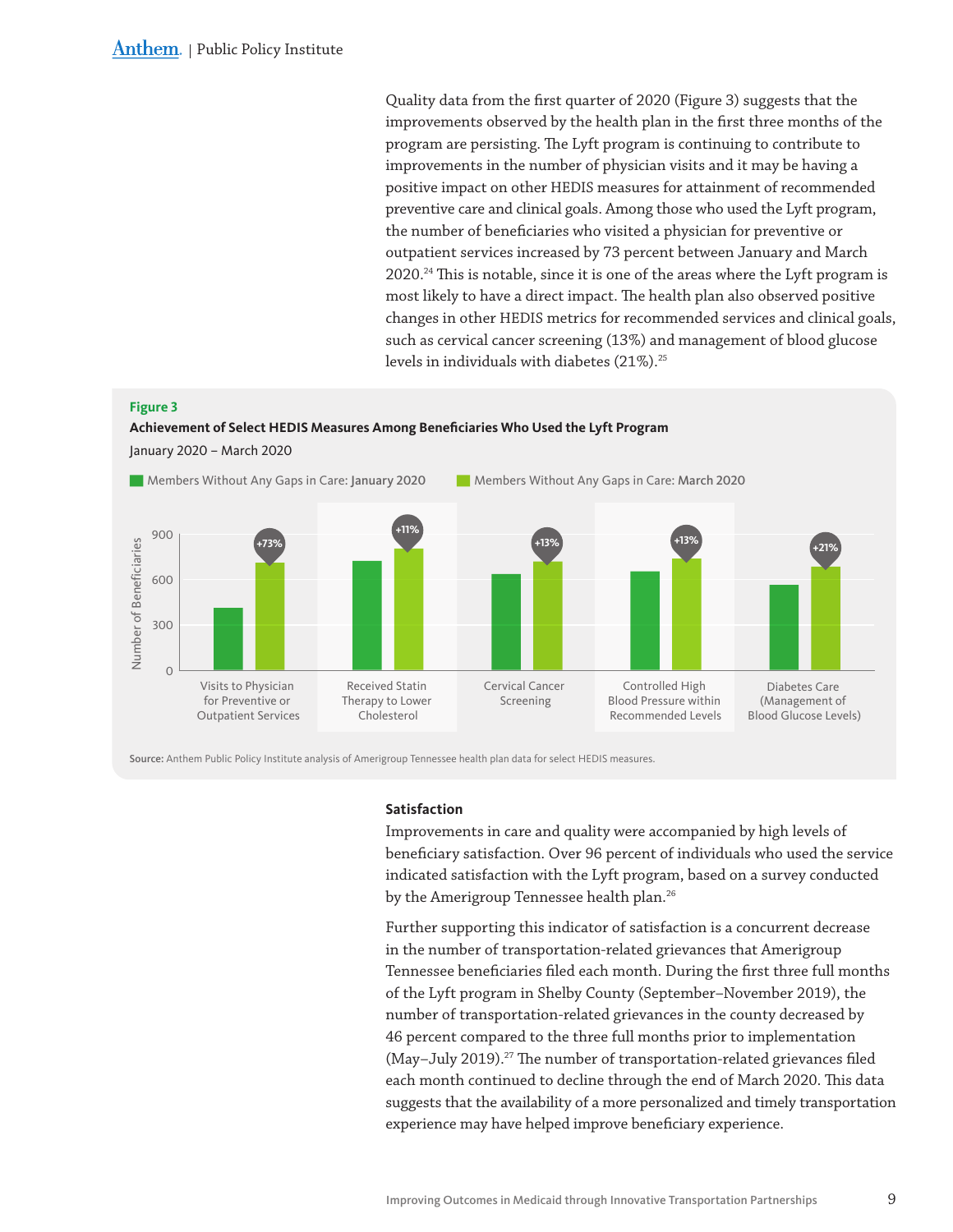Quality data from the first quarter of 2020 (Figure 3) suggests that the improvements observed by the health plan in the first three months of the program are persisting. The Lyft program is continuing to contribute to improvements in the number of physician visits and it may be having a positive impact on other HEDIS measures for attainment of recommended preventive care and clinical goals. Among those who used the Lyft program, the number of beneficiaries who visited a physician for preventive or outpatient services increased by 73 percent between January and March 2020.[24] This is notable, since it is one of the areas where the Lyft program is most likely to have a direct impact. The health plan also observed positive changes in other HEDIS metrics for recommended services and clinical goals, such as cervical cancer screening (13%) and management of blood glucose levels in individuals with diabetes (21%).[25]

**Figure 3**

**Achievement of Select HEDIS Measures Among Beneficiaries Who Used the Lyft Program**

January 2020 – March 2020

Members Without Any Gaps in Care: **January 2020** | Members Without Any Gaps in Care: **March 2020**

| Measure | Change |
|---|---|
| Visits to Physician for Preventive or Outpatient Services | +73% |
| Received Statin Therapy to Lower Cholesterol | +11% |
| Cervical Cancer Screening | +13% |
| Controlled High Blood Pressure within Recommended Levels | +13% |
| Diabetes Care (Management of Blood Glucose Levels) | +21% |

**Source:** Anthem Public Policy Institute analysis of Amerigroup Tennessee health plan data for select HEDIS measures.

### Satisfaction

Improvements in care and quality were accompanied by high levels of beneficiary satisfaction. Over 96 percent of individuals who used the service indicated satisfaction with the Lyft program, based on a survey conducted by the Amerigroup Tennessee health plan.[26]

Further supporting this indicator of satisfaction is a concurrent decrease in the number of transportation-related grievances that Amerigroup Tennessee beneficiaries filed each month. During the first three full months of the Lyft program in Shelby County (September–November 2019), the number of transportation-related grievances in the county decreased by 46 percent compared to the three full months prior to implementation (May–July 2019).[27] The number of transportation-related grievances filed each month continued to decline through the end of March 2020. This data suggests that the availability of a more personalized and timely transportation experience may have helped improve beneficiary experience.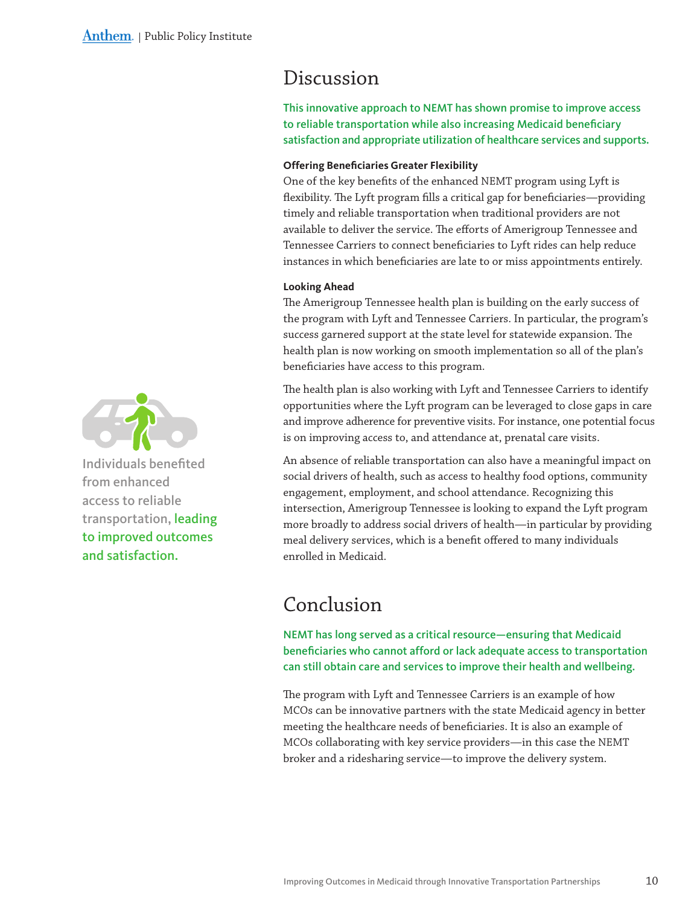# Discussion

**This innovative approach to NEMT has shown promise to improve access to reliable transportation while also increasing Medicaid beneficiary satisfaction and appropriate utilization of healthcare services and supports.**

### Offering Beneficiaries Greater Flexibility

One of the key benefits of the enhanced NEMT program using Lyft is flexibility. The Lyft program fills a critical gap for beneficiaries—providing timely and reliable transportation when traditional providers are not available to deliver the service. The efforts of Amerigroup Tennessee and Tennessee Carriers to connect beneficiaries to Lyft rides can help reduce instances in which beneficiaries are late to or miss appointments entirely.

### Looking Ahead

The Amerigroup Tennessee health plan is building on the early success of the program with Lyft and Tennessee Carriers. In particular, the program's success garnered support at the state level for statewide expansion. The health plan is now working on smooth implementation so all of the plan's beneficiaries have access to this program.

The health plan is also working with Lyft and Tennessee Carriers to identify opportunities where the Lyft program can be leveraged to close gaps in care and improve adherence for preventive visits. For instance, one potential focus is on improving access to, and attendance at, prenatal care visits.

An absence of reliable transportation can also have a meaningful impact on social drivers of health, such as access to healthy food options, community engagement, employment, and school attendance. Recognizing this intersection, Amerigroup Tennessee is looking to expand the Lyft program more broadly to address social drivers of health—in particular by providing meal delivery services, which is a benefit offered to many individuals enrolled in Medicaid.

Individuals benefited from enhanced access to reliable transportation, **leading to improved outcomes and satisfaction.**

# Conclusion

**NEMT has long served as a critical resource—ensuring that Medicaid beneficiaries who cannot afford or lack adequate access to transportation can still obtain care and services to improve their health and wellbeing.**

The program with Lyft and Tennessee Carriers is an example of how MCOs can be innovative partners with the state Medicaid agency in better meeting the healthcare needs of beneficiaries. It is also an example of MCOs collaborating with key service providers—in this case the NEMT broker and a ridesharing service—to improve the delivery system.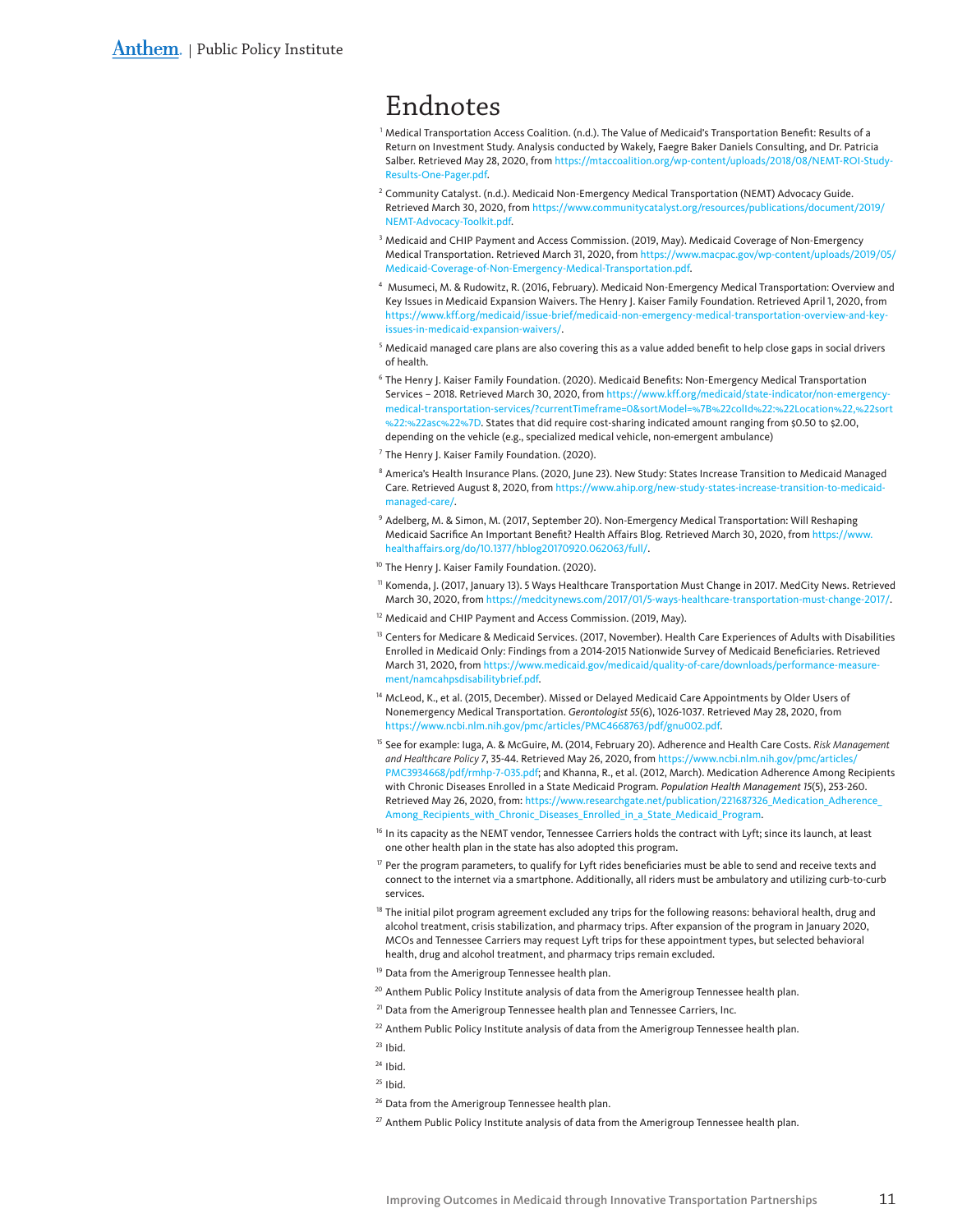# Endnotes

[1] Medical Transportation Access Coalition. (n.d.). The Value of Medicaid's Transportation Benefit: Results of a Return on Investment Study. Analysis conducted by Wakely, Faegre Baker Daniels Consulting, and Dr. Patricia Salber. Retrieved May 28, 2020, from https://mtaccoalition.org/wp-content/uploads/2018/08/NEMT-ROI-Study-Results-One-Pager.pdf.

[2] Community Catalyst. (n.d.). Medicaid Non-Emergency Medical Transportation (NEMT) Advocacy Guide. Retrieved March 30, 2020, from https://www.communitycatalyst.org/resources/publications/document/2019/NEMT-Advocacy-Toolkit.pdf.

[3] Medicaid and CHIP Payment and Access Commission. (2019, May). Medicaid Coverage of Non-Emergency Medical Transportation. Retrieved March 31, 2020, from https://www.macpac.gov/wp-content/uploads/2019/05/Medicaid-Coverage-of-Non-Emergency-Medical-Transportation.pdf.

[4] Musumeci, M. & Rudowitz, R. (2016, February). Medicaid Non-Emergency Medical Transportation: Overview and Key Issues in Medicaid Expansion Waivers. The Henry J. Kaiser Family Foundation. Retrieved April 1, 2020, from https://www.kff.org/medicaid/issue-brief/medicaid-non-emergency-medical-transportation-overview-and-key-issues-in-medicaid-expansion-waivers/.

[5] Medicaid managed care plans are also covering this as a value added benefit to help close gaps in social drivers of health.

[6] The Henry J. Kaiser Family Foundation. (2020). Medicaid Benefits: Non-Emergency Medical Transportation Services – 2018. Retrieved March 30, 2020, from https://www.kff.org/medicaid/state-indicator/non-emergency-medical-transportation-services/?currentTimeframe=0&sortModel=%7B%22colId%22:%22Location%22,%22sort%22:%22asc%22%7D. States that did require cost-sharing indicated amount ranging from $0.50 to $2.00, depending on the vehicle (e.g., specialized medical vehicle, non-emergent ambulance)

[7] The Henry J. Kaiser Family Foundation. (2020).

[8] America's Health Insurance Plans. (2020, June 23). New Study: States Increase Transition to Medicaid Managed Care. Retrieved August 8, 2020, from https://www.ahip.org/new-study-states-increase-transition-to-medicaid-managed-care/.

[9] Adelberg, M. & Simon, M. (2017, September 20). Non-Emergency Medical Transportation: Will Reshaping Medicaid Sacrifice An Important Benefit? Health Affairs Blog. Retrieved March 30, 2020, from https://www.healthaffairs.org/do/10.1377/hblog20170920.062063/full/.

[10] The Henry J. Kaiser Family Foundation. (2020).

[11] Komenda, J. (2017, January 13). 5 Ways Healthcare Transportation Must Change in 2017. MedCity News. Retrieved March 30, 2020, from https://medcitynews.com/2017/01/5-ways-healthcare-transportation-must-change-2017/.

[12] Medicaid and CHIP Payment and Access Commission. (2019, May).

[13] Centers for Medicare & Medicaid Services. (2017, November). Health Care Experiences of Adults with Disabilities Enrolled in Medicaid Only: Findings from a 2014-2015 Nationwide Survey of Medicaid Beneficiaries. Retrieved March 31, 2020, from https://www.medicaid.gov/medicaid/quality-of-care/downloads/performance-measurement/namcahpsdisabilitybrief.pdf.

[14] McLeod, K., et al. (2015, December). Missed or Delayed Medicaid Care Appointments by Older Users of Nonemergency Medical Transportation. *Gerontologist 55*(6), 1026-1037. Retrieved May 28, 2020, from https://www.ncbi.nlm.nih.gov/pmc/articles/PMC4668763/pdf/gnu002.pdf.

[15] See for example: Iuga, A. & McGuire, M. (2014, February 20). Adherence and Health Care Costs. *Risk Management and Healthcare Policy 7*, 35-44. Retrieved May 26, 2020, from https://www.ncbi.nlm.nih.gov/pmc/articles/PMC3934668/pdf/rmhp-7-035.pdf; and Khanna, R., et al. (2012, March). Medication Adherence Among Recipients with Chronic Diseases Enrolled in a State Medicaid Program. *Population Health Management 15*(5), 253-260. Retrieved May 26, 2020, from: https://www.researchgate.net/publication/221687326_Medication_Adherence_Among_Recipients_with_Chronic_Diseases_Enrolled_in_a_State_Medicaid_Program.

[16] In its capacity as the NEMT vendor, Tennessee Carriers holds the contract with Lyft; since its launch, at least one other health plan in the state has also adopted this program.

[17] Per the program parameters, to qualify for Lyft rides beneficiaries must be able to send and receive texts and connect to the internet via a smartphone. Additionally, all riders must be ambulatory and utilizing curb-to-curb services.

[18] The initial pilot program agreement excluded any trips for the following reasons: behavioral health, drug and alcohol treatment, crisis stabilization, and pharmacy trips. After expansion of the program in January 2020, MCOs and Tennessee Carriers may request Lyft trips for these appointment types, but selected behavioral health, drug and alcohol treatment, and pharmacy trips remain excluded.

[19] Data from the Amerigroup Tennessee health plan.

[20] Anthem Public Policy Institute analysis of data from the Amerigroup Tennessee health plan.

[21] Data from the Amerigroup Tennessee health plan and Tennessee Carriers, Inc.

[22] Anthem Public Policy Institute analysis of data from the Amerigroup Tennessee health plan.

[23] Ibid.

[24] Ibid.

[25] Ibid.

[26] Data from the Amerigroup Tennessee health plan.

[27] Anthem Public Policy Institute analysis of data from the Amerigroup Tennessee health plan.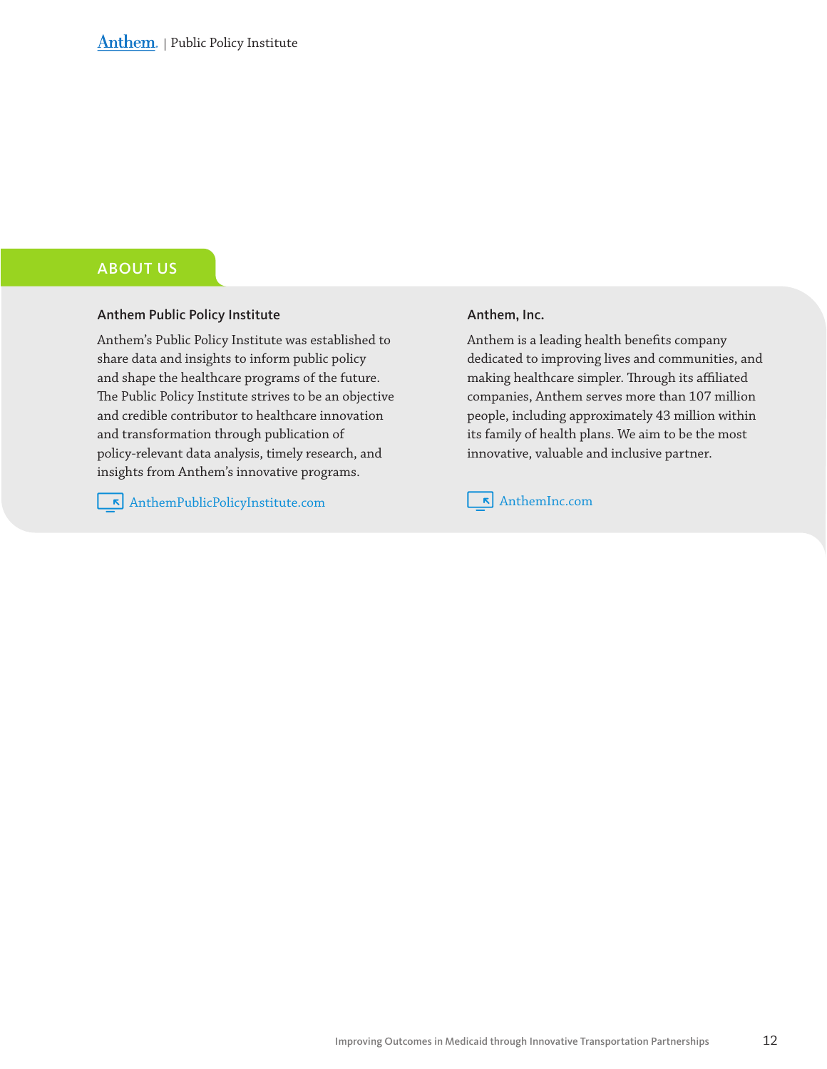## ABOUT US

### Anthem Public Policy Institute

Anthem's Public Policy Institute was established to share data and insights to inform public policy and shape the healthcare programs of the future. The Public Policy Institute strives to be an objective and credible contributor to healthcare innovation and transformation through publication of policy-relevant data analysis, timely research, and insights from Anthem's innovative programs.

AnthemPublicPolicyInstitute.com

### Anthem, Inc.

Anthem is a leading health benefits company dedicated to improving lives and communities, and making healthcare simpler. Through its affiliated companies, Anthem serves more than 107 million people, including approximately 43 million within its family of health plans. We aim to be the most innovative, valuable and inclusive partner.

AnthemInc.com